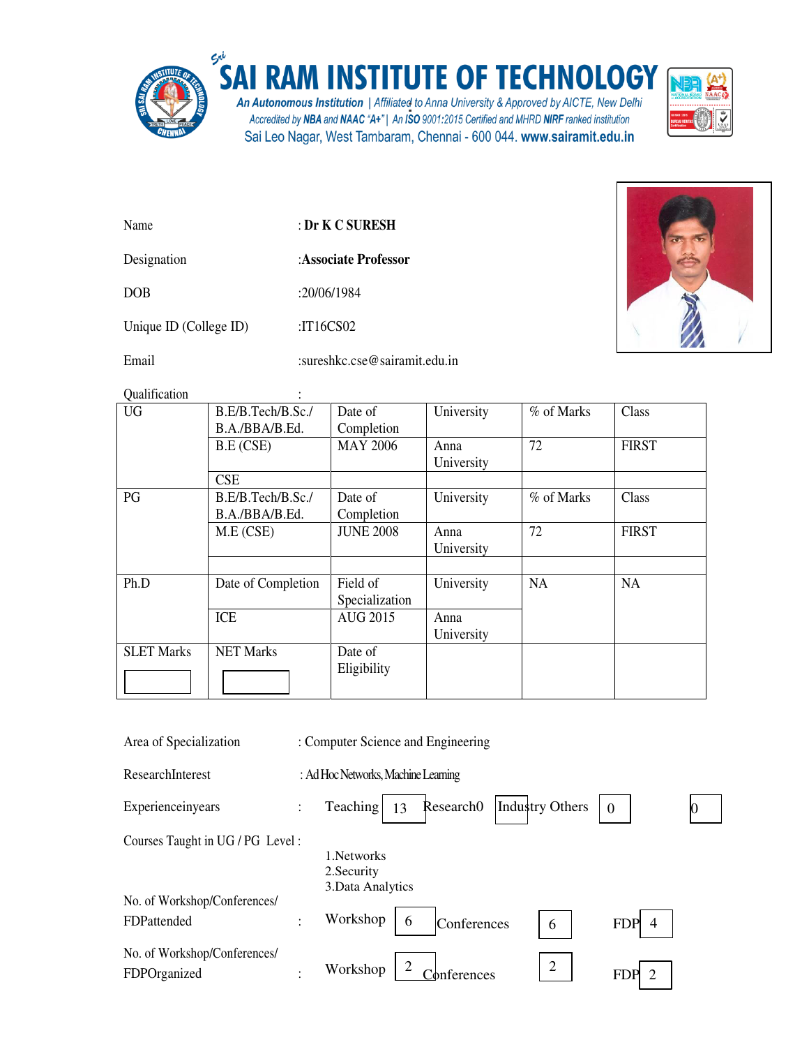# SAI RAM INSTITUTE OF TECHNOLOGY

*An Autonomous Institution | Affiliated to Anna University & Approved by AICTE, New Delhi*
*Accredited by **NBA** and **NAAC "A+"** | An ISO 9001:2015 Certified and MHRD **NIRF** ranked institution*
Sai Leo Nagar, West Tambaram, Chennai - 600 044. **www.sairamit.edu.in**

Name : **Dr K C SURESH**

Designation :**Associate Professor**

DOB :20/06/1984

Unique ID (College ID) :IT16CS02

Email :sureshkc.cse@sairamit.edu.in

Qualification :

| UG | B.E/B.Tech/B.Sc./ B.A./BBA/B.Ed. | Date of Completion | University | % of Marks | Class |
|---|---|---|---|---|---|
| | B.E (CSE) | MAY 2006 | Anna University | 72 | FIRST |
| | CSE | | | | |
| PG | B.E/B.Tech/B.Sc./ B.A./BBA/B.Ed. | Date of Completion | University | % of Marks | Class |
| | M.E (CSE) | JUNE 2008 | Anna University | 72 | FIRST |
| | | | | | |
| Ph.D | Date of Completion | Field of Specialization | University | NA | NA |
| | ICE | AUG 2015 | Anna University | | |
| SLET Marks | NET Marks | Date of Eligibility | | | |

Area of Specialization : Computer Science and Engineering

ResearchInterest : Ad Hoc Networks, Machine Learning

Experienceinyears : Teaching 13 Research 0 Industry 0 Others 0

Courses Taught in UG / PG Level :

1. Networks
2. Security
3. Data Analytics

No. of Workshop/Conferences/ FDPattended : Workshop 6 Conferences 6 FDP 4

No. of Workshop/Conferences/ FDPOrganized : Workshop 2 Conferences 2 FDP 2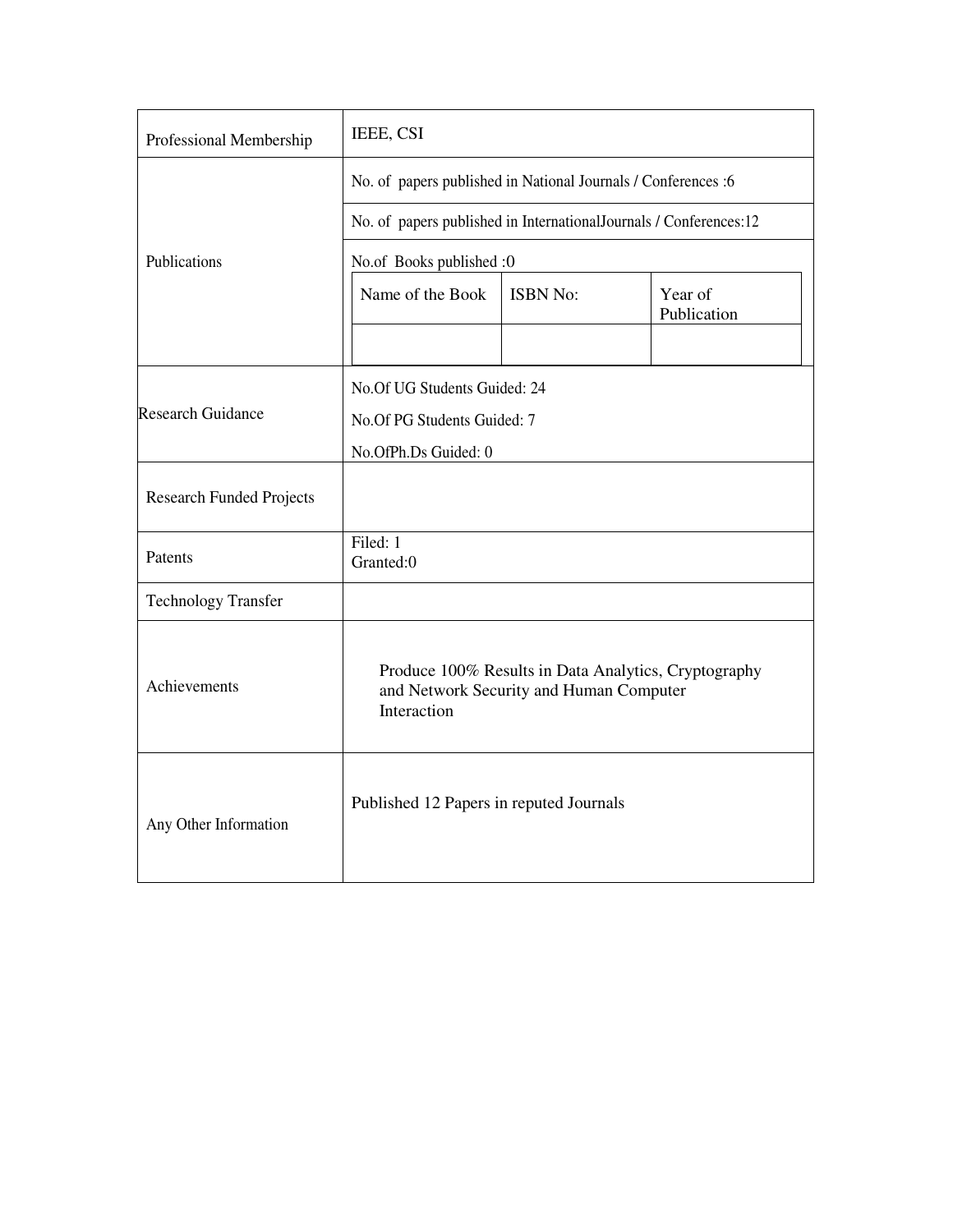| | | | |
|---|---|---|---|
| Professional Membership | IEEE, CSI | | |
| Publications | No. of papers published in National Journals / Conferences :6 | | |
| | No. of papers published in InternationalJournals / Conferences:12 | | |
| | No.of Books published :0 | | |
| | Name of the Book | ISBN No: | Year of Publication |
| | | | |
| Research Guidance | No.Of UG Students Guided: 24<br>No.Of PG Students Guided: 7<br>No.OfPh.Ds Guided: 0 | | |
| Research Funded Projects | | | |
| Patents | Filed: 1<br>Granted:0 | | |
| Technology Transfer | | | |
| Achievements | Produce 100% Results in Data Analytics, Cryptography and Network Security and Human Computer Interaction | | |
| Any Other Information | Published 12 Papers in reputed Journals | | |